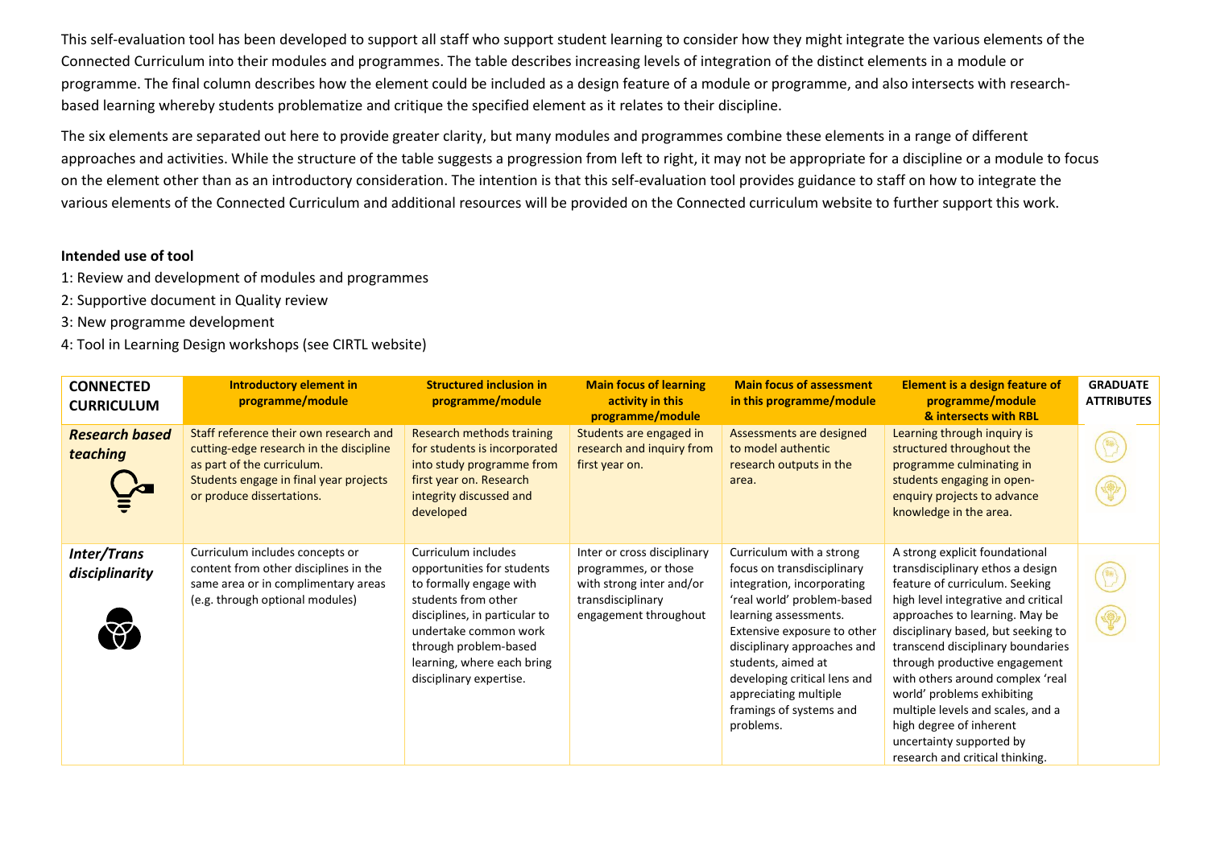This self-evaluation tool has been developed to support all staff who support student learning to consider how they might integrate the various elements of the Connected Curriculum into their modules and programmes. The table describes increasing levels of integration of the distinct elements in a module or programme. The final column describes how the element could be included as a design feature of a module or programme, and also intersects with research-based learning whereby students problematize and critique the specified element as it relates to their discipline.

The six elements are separated out here to provide greater clarity, but many modules and programmes combine these elements in a range of different approaches and activities. While the structure of the table suggests a progression from left to right, it may not be appropriate for a discipline or a module to focus on the element other than as an introductory consideration. The intention is that this self-evaluation tool provides guidance to staff on how to integrate the various elements of the Connected Curriculum and additional resources will be provided on the Connected curriculum website to further support this work.

**Intended use of tool**

1: Review and development of modules and programmes

2: Supportive document in Quality review

3: New programme development

4: Tool in Learning Design workshops (see CIRTL website)

| **CONNECTED CURRICULUM** | **Introductory element in programme/module** | **Structured inclusion in programme/module** | **Main focus of learning activity in this programme/module** | **Main focus of assessment in this programme/module** | **Element is a design feature of programme/module & intersects with RBL** | **GRADUATE ATTRIBUTES** |
|---|---|---|---|---|---|---|
| ***Research based teaching*** | Staff reference their own research and cutting-edge research in the discipline as part of the curriculum. Students engage in final year projects or produce dissertations. | Research methods training for students is incorporated into study programme from first year on. Research integrity discussed and developed | Students are engaged in research and inquiry from first year on. | Assessments are designed to model authentic research outputs in the area. | Learning through inquiry is structured throughout the programme culminating in students engaging in open-enquiry projects to advance knowledge in the area. | |
| ***Inter/Trans disciplinarity*** | Curriculum includes concepts or content from other disciplines in the same area or in complimentary areas (e.g. through optional modules) | Curriculum includes opportunities for students to formally engage with students from other disciplines, in particular to undertake common work through problem-based learning, where each bring disciplinary expertise. | Inter or cross disciplinary programmes, or those with strong inter and/or transdisciplinary engagement throughout | Curriculum with a strong focus on transdisciplinary integration, incorporating 'real world' problem-based learning assessments. Extensive exposure to other disciplinary approaches and students, aimed at developing critical lens and appreciating multiple framings of systems and problems. | A strong explicit foundational transdisciplinary ethos a design feature of curriculum. Seeking high level integrative and critical approaches to learning. May be disciplinary based, but seeking to transcend disciplinary boundaries through productive engagement with others around complex 'real world' problems exhibiting multiple levels and scales, and a high degree of inherent uncertainty supported by research and critical thinking. | |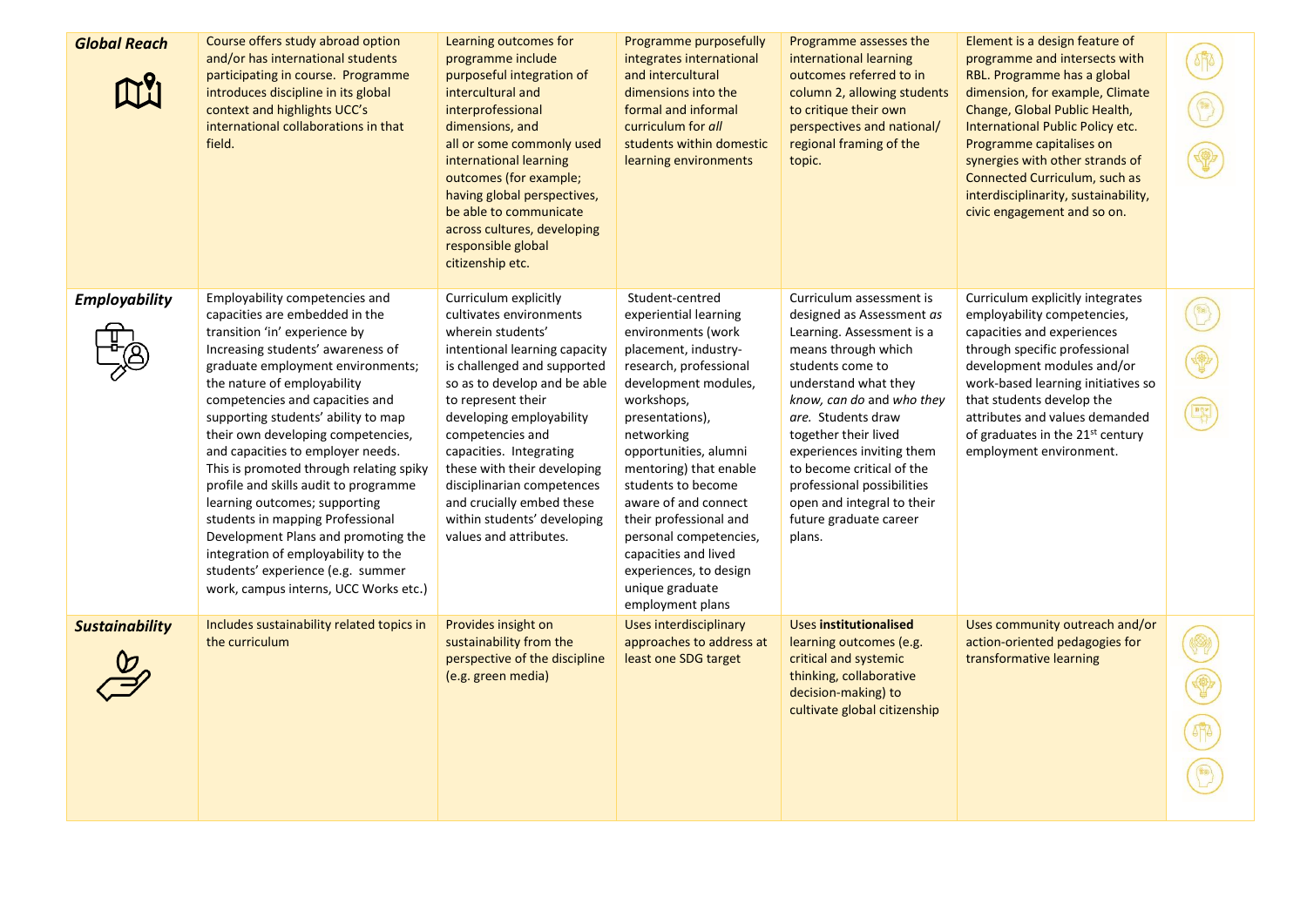| **Global Reach** | Course offers study abroad option and/or has international students participating in course. Programme introduces discipline in its global context and highlights UCC's international collaborations in that field. | Learning outcomes for programme include purposeful integration of intercultural and interprofessional dimensions, and all or some commonly used international learning outcomes (for example; having global perspectives, be able to communicate across cultures, developing responsible global citizenship etc. | Programme purposefully integrates international and intercultural dimensions into the formal and informal curriculum for *all* students within domestic learning environments | Programme assesses the international learning outcomes referred to in column 2, allowing students to critique their own perspectives and national/ regional framing of the topic. | Element is a design feature of programme and intersects with RBL. Programme has a global dimension, for example, Climate Change, Global Public Health, International Public Policy etc. Programme capitalises on synergies with other strands of Connected Curriculum, such as interdisciplinarity, sustainability, civic engagement and so on. | |
|---|---|---|---|---|---|---|
| **Employability** | Employability competencies and capacities are embedded in the transition 'in' experience by Increasing students' awareness of graduate employment environments; the nature of employability competencies and capacities and supporting students' ability to map their own developing competencies, and capacities to employer needs. This is promoted through relating spiky profile and skills audit to programme learning outcomes; supporting students in mapping Professional Development Plans and promoting the integration of employability to the students' experience (e.g. summer work, campus interns, UCC Works etc.) | Curriculum explicitly cultivates environments wherein students' intentional learning capacity is challenged and supported so as to develop and be able to represent their developing employability competencies and capacities. Integrating disciplinarian competences and crucially embed these with their developing within students' developing values and attributes. | Student-centred experiential learning environments (work placement, industry-research, professional development modules, workshops, presentations), networking opportunities, alumni mentoring) that enable students to become aware of and connect their professional and personal competencies, capacities and lived experiences, to design unique graduate employment plans | Curriculum assessment is designed as Assessment *as* Learning. Assessment is a means through which students come to understand what they *know, can do* and *who they are.* Students draw together their lived experiences inviting them to become critical of the professional possibilities open and integral to their future graduate career plans. | Curriculum explicitly integrates employability competencies, capacities and experiences through specific professional development modules and/or work-based learning initiatives so that students develop the attributes and values demanded of graduates in the 21st century employment environment. | |
| **Sustainability** | Includes sustainability related topics in the curriculum | Provides insight on sustainability from the perspective of the discipline (e.g. green media) | Uses interdisciplinary approaches to address at least one SDG target | Uses **institutionalised** learning outcomes (e.g. critical and systemic thinking, collaborative decision-making) to cultivate global citizenship | Uses community outreach and/or action-oriented pedagogies for transformative learning | |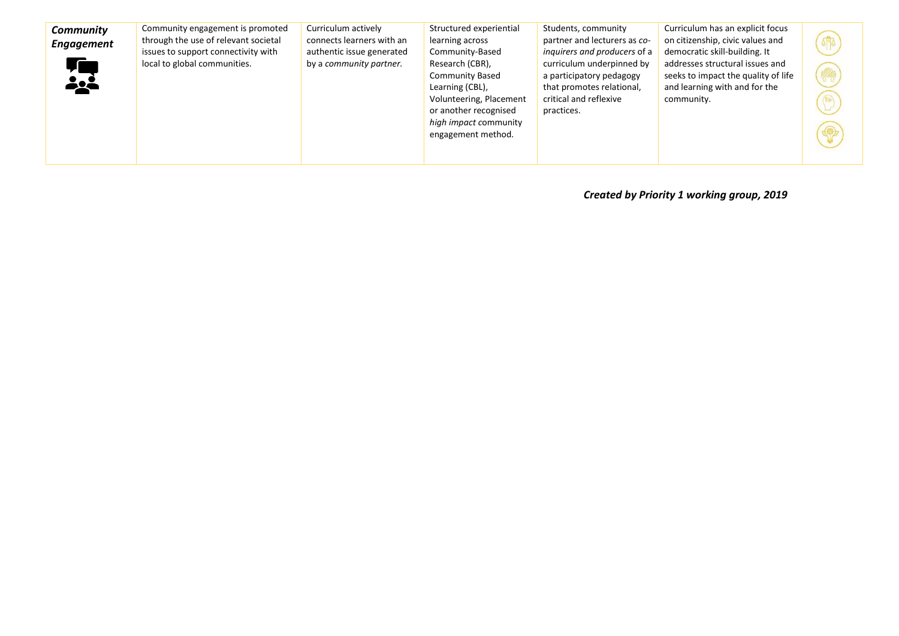| | | | | | | |
|---|---|---|---|---|---|---|
| ***Community Engagement*** | Community engagement is promoted through the use of relevant societal issues to support connectivity with local to global communities. | Curriculum actively connects learners with an authentic issue generated by a *community partner.* | Structured experiential learning across Community-Based Research (CBR), Community Based Learning (CBL), Volunteering, Placement or another recognised *high impact c*ommunity engagement method. | Students, community partner and lecturers as *co-inquirers and producers* of a curriculum underpinned by a participatory pedagogy that promotes relational, critical and reflexive practices. | Curriculum has an explicit focus on citizenship, civic values and democratic skill-building. It addresses structural issues and seeks to impact the quality of life and learning with and for the community. | |

***Created by Priority 1 working group, 2019***